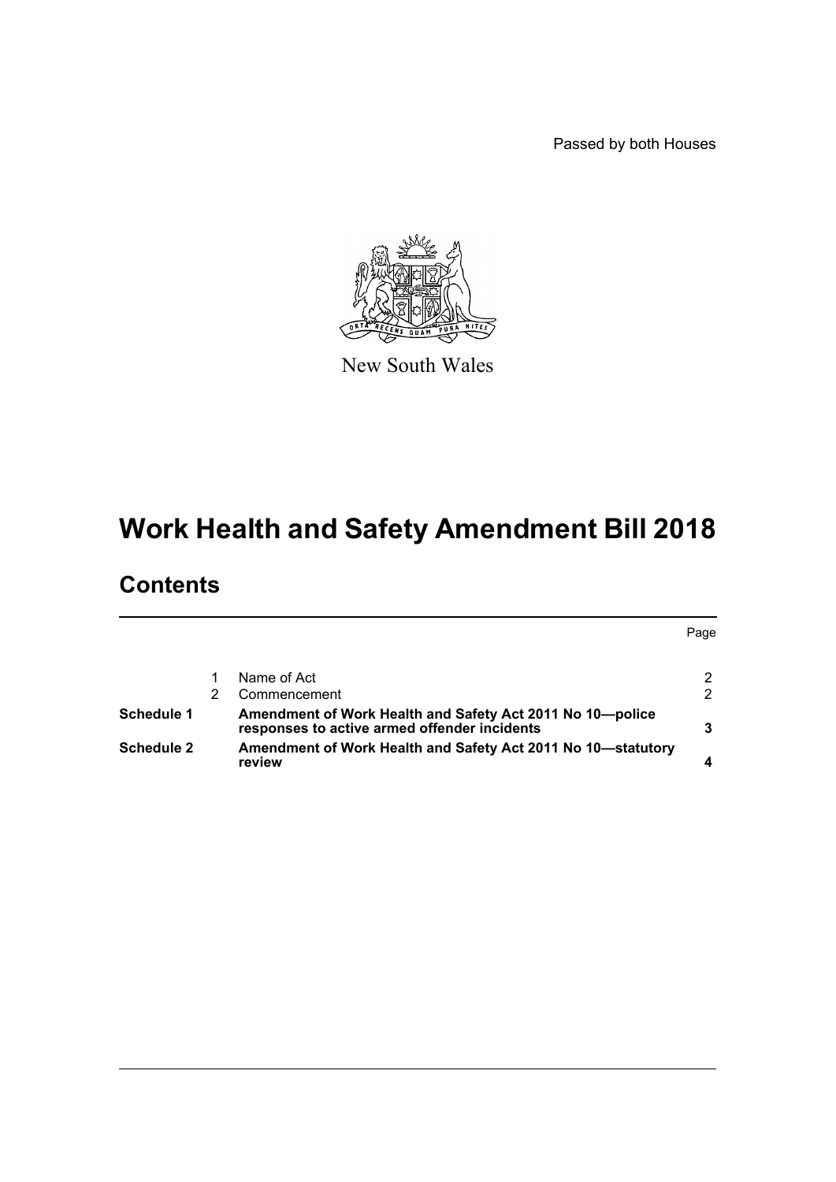Passed by both Houses

New South Wales

# Work Health and Safety Amendment Bill 2018

## Contents

| | | | Page |
|---|---|---|---|
| | 1 | Name of Act | 2 |
| | 2 | Commencement | 2 |
| **Schedule 1** | | **Amendment of Work Health and Safety Act 2011 No 10—police responses to active armed offender incidents** | **3** |
| **Schedule 2** | | **Amendment of Work Health and Safety Act 2011 No 10—statutory review** | **4** |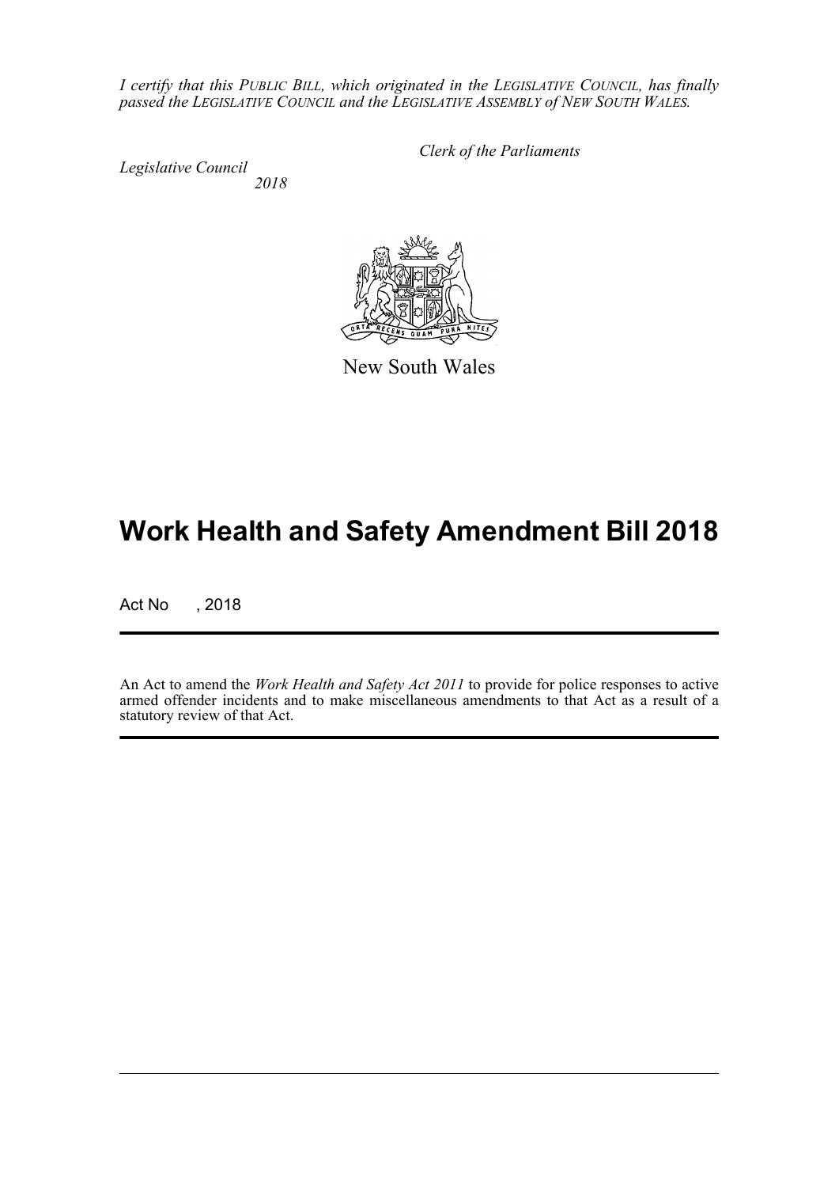*I certify that this PUBLIC BILL, which originated in the LEGISLATIVE COUNCIL, has finally passed the LEGISLATIVE COUNCIL and the LEGISLATIVE ASSEMBLY of NEW SOUTH WALES.*

*Clerk of the Parliaments*

*Legislative Council*
*2018*

New South Wales

# Work Health and Safety Amendment Bill 2018

Act No , 2018

An Act to amend the *Work Health and Safety Act 2011* to provide for police responses to active armed offender incidents and to make miscellaneous amendments to that Act as a result of a statutory review of that Act.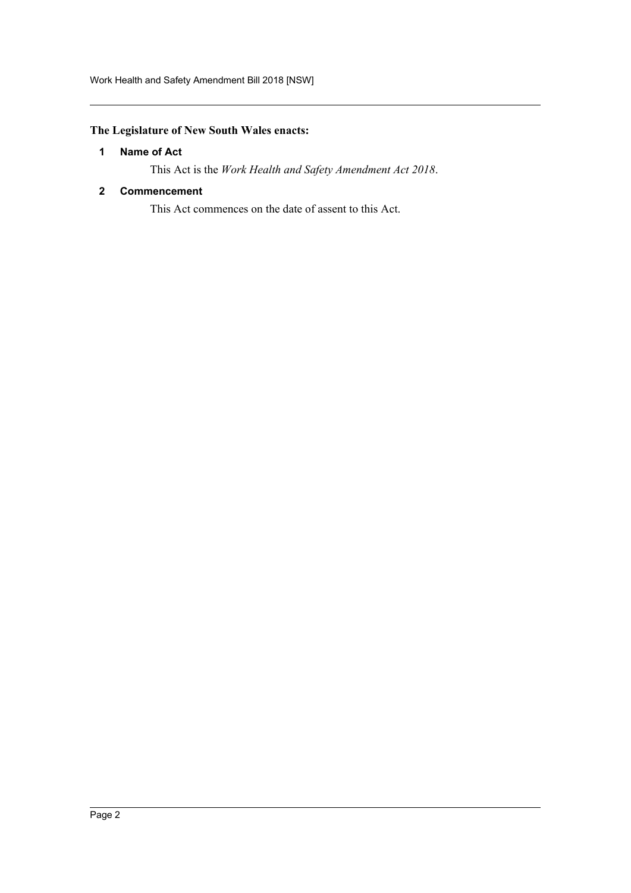**The Legislature of New South Wales enacts:**

### 1 Name of Act

This Act is the *Work Health and Safety Amendment Act 2018*.

### 2 Commencement

This Act commences on the date of assent to this Act.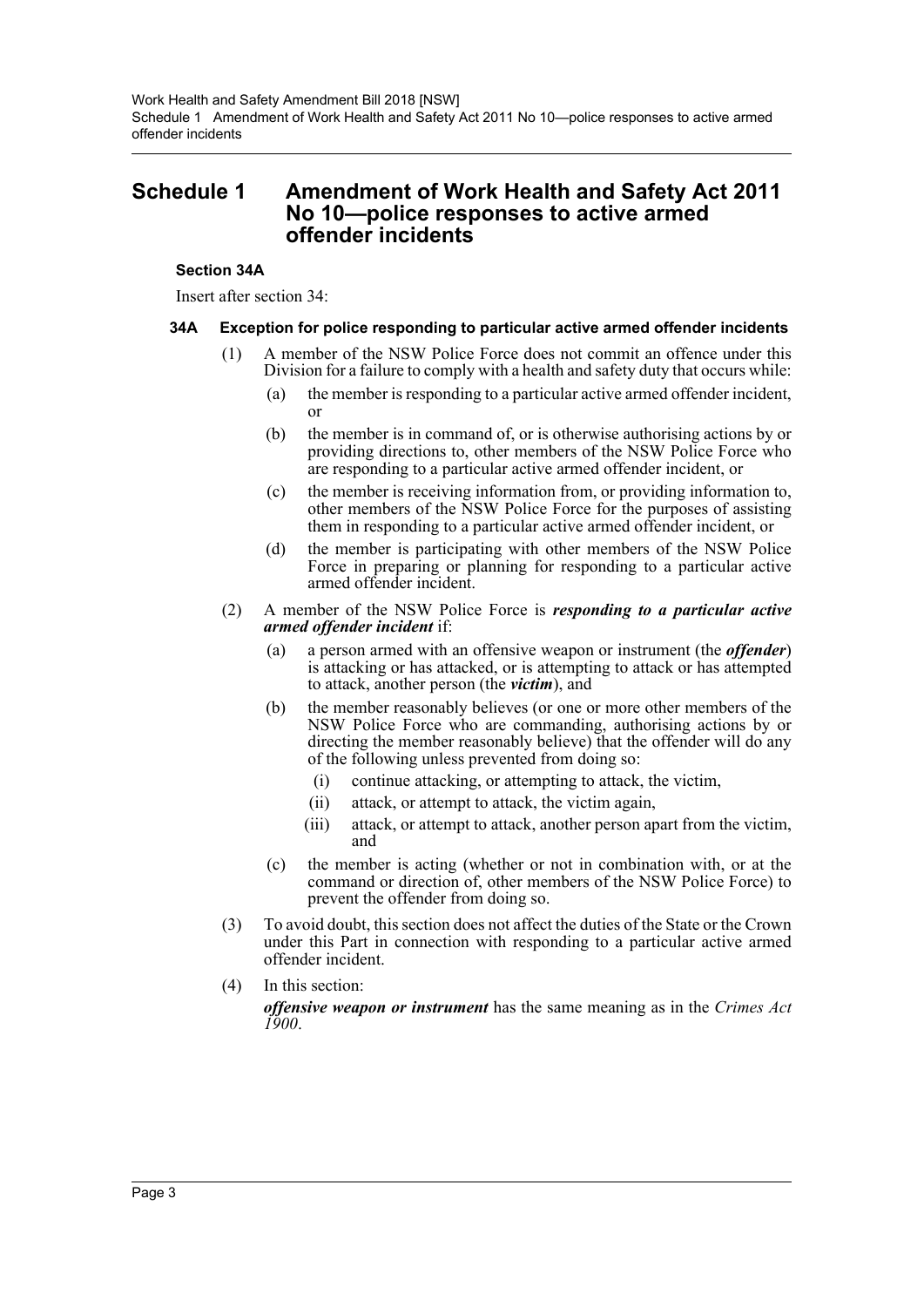# Schedule 1 Amendment of Work Health and Safety Act 2011 No 10—police responses to active armed offender incidents

### Section 34A

Insert after section 34:

#### 34A Exception for police responding to particular active armed offender incidents

(1) A member of the NSW Police Force does not commit an offence under this Division for a failure to comply with a health and safety duty that occurs while:

- (a) the member is responding to a particular active armed offender incident, or
- (b) the member is in command of, or is otherwise authorising actions by or providing directions to, other members of the NSW Police Force who are responding to a particular active armed offender incident, or
- (c) the member is receiving information from, or providing information to, other members of the NSW Police Force for the purposes of assisting them in responding to a particular active armed offender incident, or
- (d) the member is participating with other members of the NSW Police Force in preparing or planning for responding to a particular active armed offender incident.

(2) A member of the NSW Police Force is ***responding to a particular active armed offender incident*** if:

- (a) a person armed with an offensive weapon or instrument (the ***offender***) is attacking or has attacked, or is attempting to attack or has attempted to attack, another person (the ***victim***), and
- (b) the member reasonably believes (or one or more other members of the NSW Police Force who are commanding, authorising actions by or directing the member reasonably believe) that the offender will do any of the following unless prevented from doing so:
  - (i) continue attacking, or attempting to attack, the victim,
  - (ii) attack, or attempt to attack, the victim again,
  - (iii) attack, or attempt to attack, another person apart from the victim, and
- (c) the member is acting (whether or not in combination with, or at the command or direction of, other members of the NSW Police Force) to prevent the offender from doing so.

(3) To avoid doubt, this section does not affect the duties of the State or the Crown under this Part in connection with responding to a particular active armed offender incident.

(4) In this section:

***offensive weapon or instrument*** has the same meaning as in the *Crimes Act 1900*.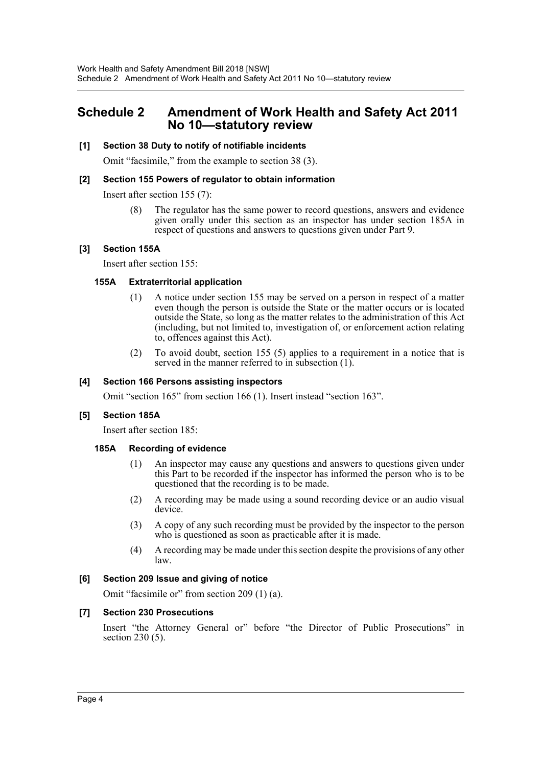# Schedule 2 Amendment of Work Health and Safety Act 2011 No 10—statutory review

### [1] Section 38 Duty to notify of notifiable incidents

Omit "facsimile," from the example to section 38 (3).

### [2] Section 155 Powers of regulator to obtain information

Insert after section 155 (7):

> (8) The regulator has the same power to record questions, answers and evidence given orally under this section as an inspector has under section 185A in respect of questions and answers to questions given under Part 9.

### [3] Section 155A

Insert after section 155:

> **155A Extraterritorial application**
>
> (1) A notice under section 155 may be served on a person in respect of a matter even though the person is outside the State or the matter occurs or is located outside the State, so long as the matter relates to the administration of this Act (including, but not limited to, investigation of, or enforcement action relating to, offences against this Act).
>
> (2) To avoid doubt, section 155 (5) applies to a requirement in a notice that is served in the manner referred to in subsection (1).

### [4] Section 166 Persons assisting inspectors

Omit "section 165" from section 166 (1). Insert instead "section 163".

### [5] Section 185A

Insert after section 185:

> **185A Recording of evidence**
>
> (1) An inspector may cause any questions and answers to questions given under this Part to be recorded if the inspector has informed the person who is to be questioned that the recording is to be made.
>
> (2) A recording may be made using a sound recording device or an audio visual device.
>
> (3) A copy of any such recording must be provided by the inspector to the person who is questioned as soon as practicable after it is made.
>
> (4) A recording may be made under this section despite the provisions of any other law.

### [6] Section 209 Issue and giving of notice

Omit "facsimile or" from section 209 (1) (a).

### [7] Section 230 Prosecutions

Insert "the Attorney General or" before "the Director of Public Prosecutions" in section 230 (5).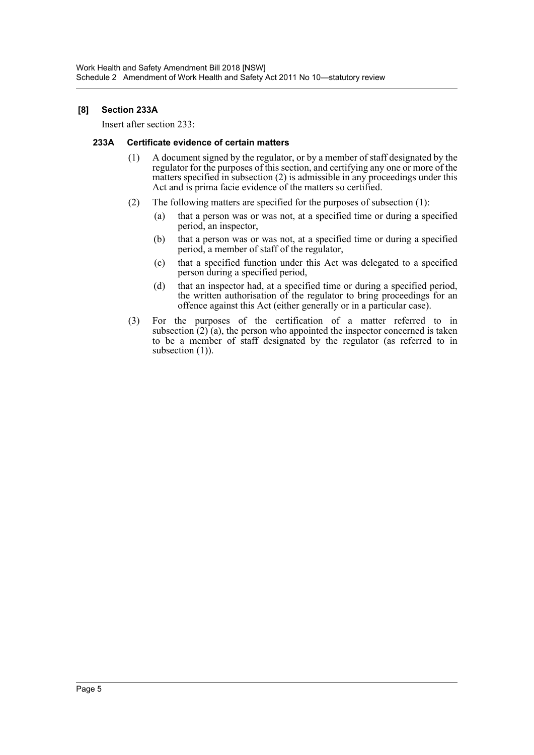**[8] Section 233A**

Insert after section 233:

**233A Certificate evidence of certain matters**

(1) A document signed by the regulator, or by a member of staff designated by the regulator for the purposes of this section, and certifying any one or more of the matters specified in subsection (2) is admissible in any proceedings under this Act and is prima facie evidence of the matters so certified.

(2) The following matters are specified for the purposes of subsection (1):

(a) that a person was or was not, at a specified time or during a specified period, an inspector,

(b) that a person was or was not, at a specified time or during a specified period, a member of staff of the regulator,

(c) that a specified function under this Act was delegated to a specified person during a specified period,

(d) that an inspector had, at a specified time or during a specified period, the written authorisation of the regulator to bring proceedings for an offence against this Act (either generally or in a particular case).

(3) For the purposes of the certification of a matter referred to in subsection (2) (a), the person who appointed the inspector concerned is taken to be a member of staff designated by the regulator (as referred to in subsection (1)).